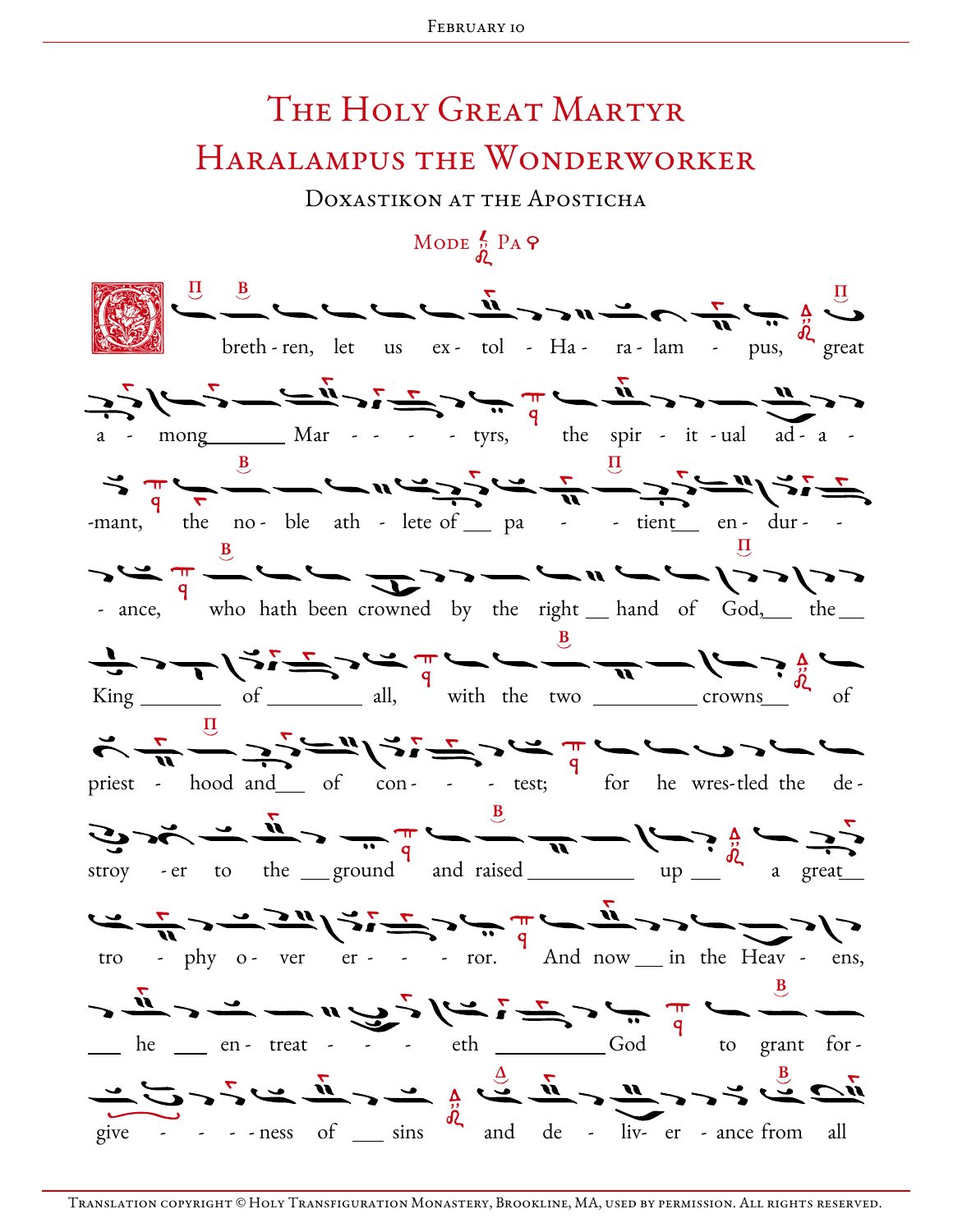# The Holy Great Martyr Haralampus the Wonderworker

## Doxastikon at the Aposticha

Mode Pa

O breth - ren, let us ex - tol - Ha - ra - lam - pus, great a - mong Mar - - - - tyrs, the spir - it - ual ad - a - -mant, the no - ble ath - lete of pa - - tient en - dur - - - ance, who hath been crowned by the right hand of God, the King of all, with the two crowns of priest - hood and of con - - - test; for he wres-tled the de - stroy - er to the ground and raised up a great tro - phy o - ver er - - - ror. And now in the Heav - ens, he en - treat - - - eth God to grant for - give - - - - ness of sins and de - liv - er - ance from all

Translation copyright © Holy Transfiguration Monastery, Brookline, MA, used by permission. All rights reserved.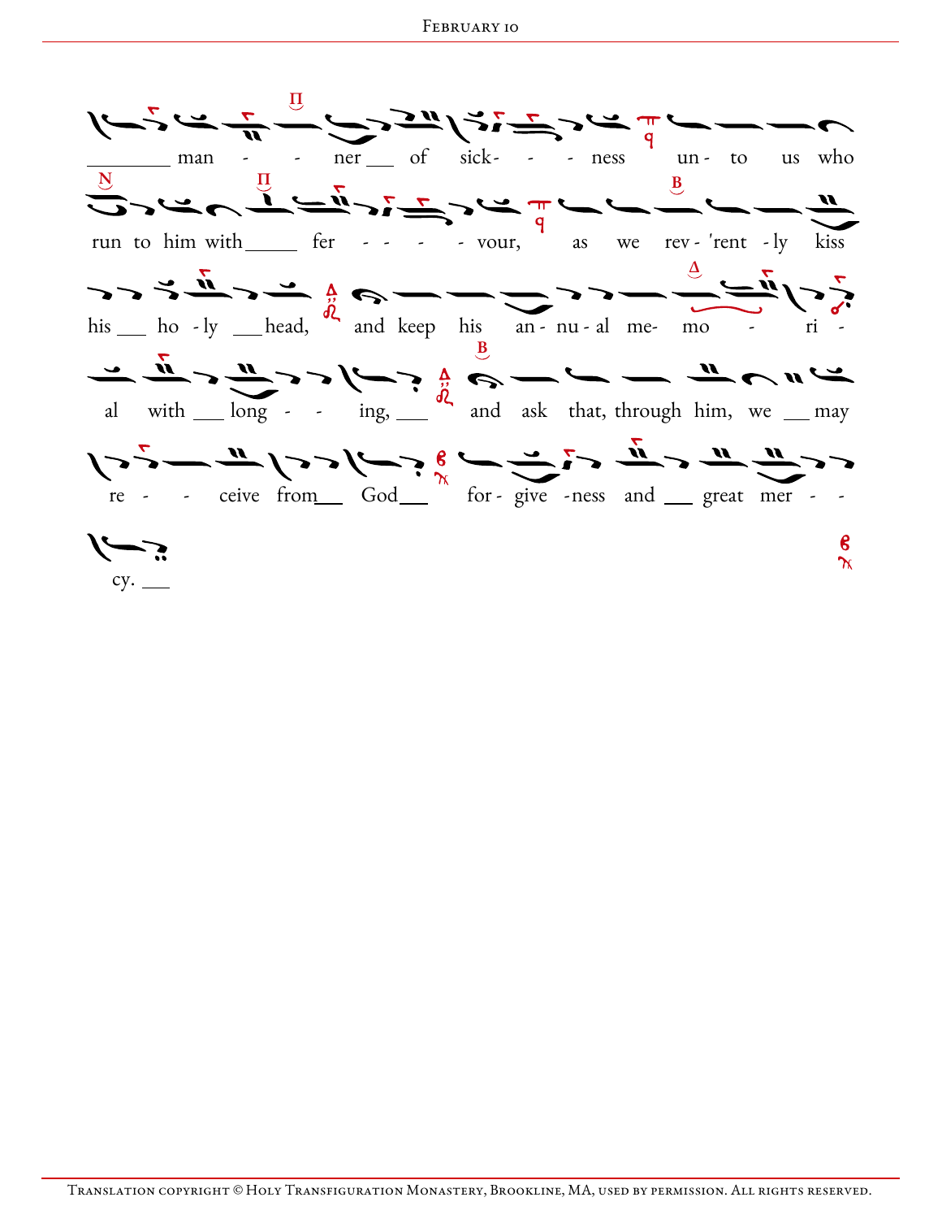\_\_\_\_\_\_\_\_ man - - ner \_\_\_ of sick- - - ness un - to us who

run to him with \_\_\_\_\_ fer - - - - vour, as we rev - 'rent - ly kiss

his \_\_\_ ho - ly \_\_\_ head, and keep his an - nu - al me- mo - ri -

al with \_\_\_ long - - ing, \_\_\_ and ask that, through him, we \_\_\_ may

re - - ceive from\_\_\_ God\_\_\_ for - give -ness and \_\_\_ great mer - -

cy. \_\_\_

Translation copyright © Holy Transfiguration Monastery, Brookline, MA, used by permission. All rights reserved.